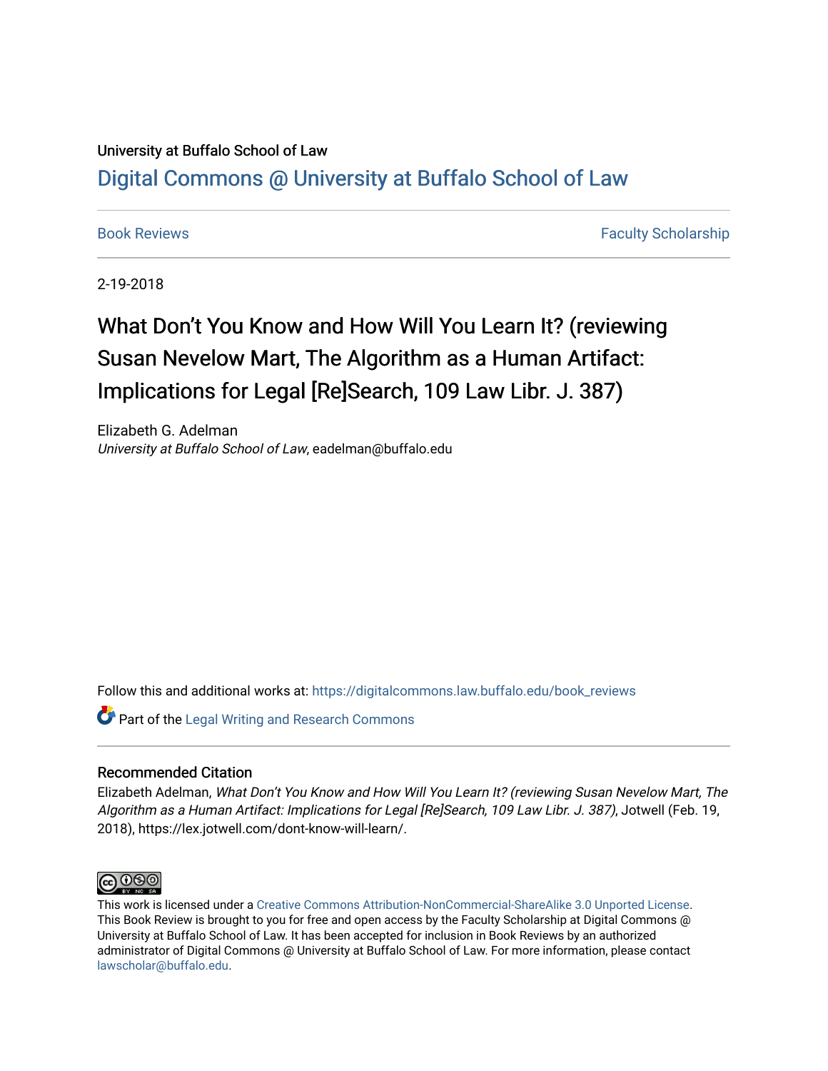University at Buffalo School of Law

# Digital Commons @ University at Buffalo School of Law

Book Reviews | Faculty Scholarship

2-19-2018

# What Don't You Know and How Will You Learn It? (reviewing Susan Nevelow Mart, The Algorithm as a Human Artifact: Implications for Legal [Re]Search, 109 Law Libr. J. 387)

Elizabeth G. Adelman
*University at Buffalo School of Law*, eadelman@buffalo.edu

Follow this and additional works at: https://digitalcommons.law.buffalo.edu/book_reviews

Part of the Legal Writing and Research Commons

## Recommended Citation

Elizabeth Adelman, *What Don't You Know and How Will You Learn It? (reviewing Susan Nevelow Mart, The Algorithm as a Human Artifact: Implications for Legal [Re]Search, 109 Law Libr. J. 387)*, Jotwell (Feb. 19, 2018), https://lex.jotwell.com/dont-know-will-learn/.

This work is licensed under a Creative Commons Attribution-NonCommercial-ShareAlike 3.0 Unported License. This Book Review is brought to you for free and open access by the Faculty Scholarship at Digital Commons @ University at Buffalo School of Law. It has been accepted for inclusion in Book Reviews by an authorized administrator of Digital Commons @ University at Buffalo School of Law. For more information, please contact lawscholar@buffalo.edu.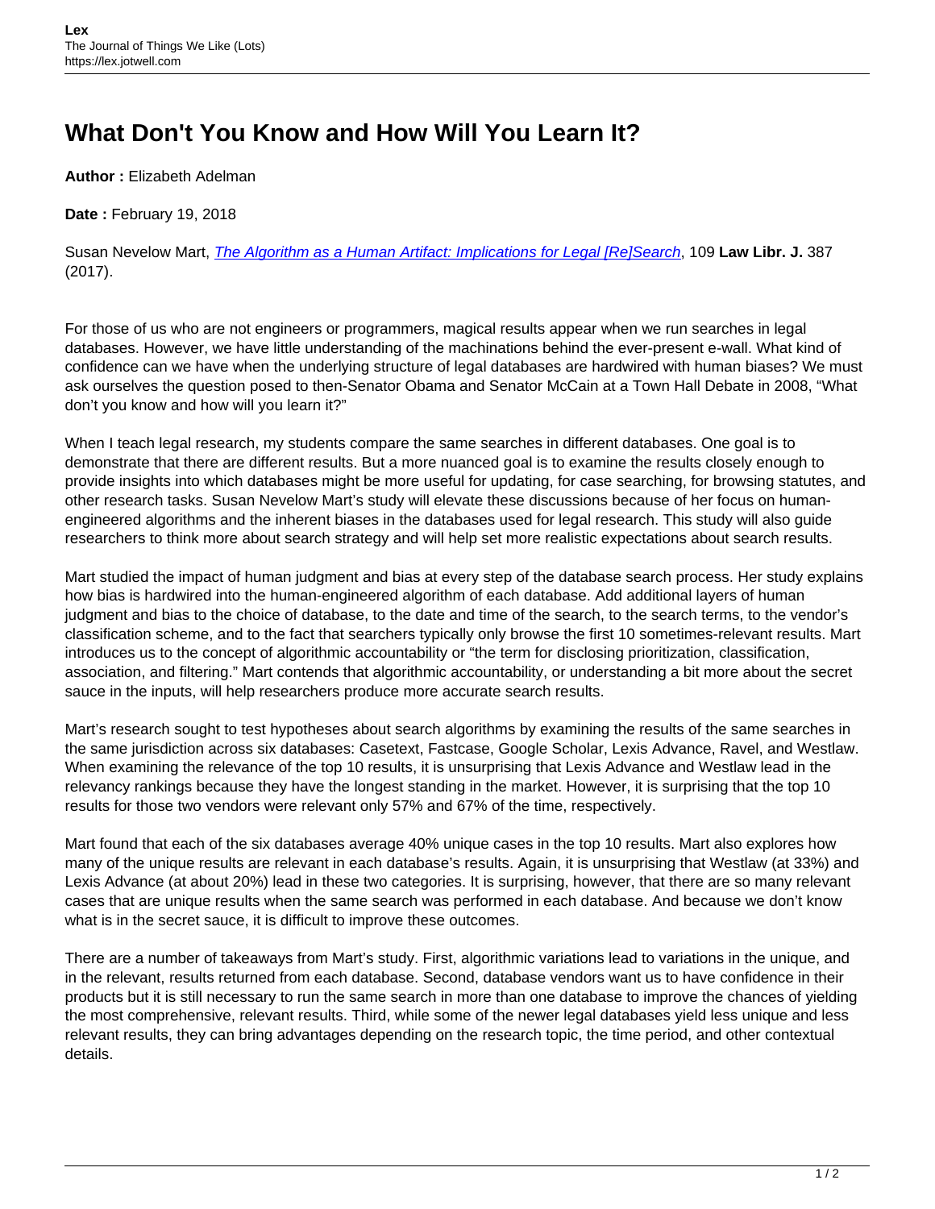# What Don't You Know and How Will You Learn It?

**Author :** Elizabeth Adelman

**Date :** February 19, 2018

Susan Nevelow Mart, *The Algorithm as a Human Artifact: Implications for Legal [Re]Search*, 109 **Law Libr. J.** 387 (2017).

For those of us who are not engineers or programmers, magical results appear when we run searches in legal databases. However, we have little understanding of the machinations behind the ever-present e-wall. What kind of confidence can we have when the underlying structure of legal databases are hardwired with human biases? We must ask ourselves the question posed to then-Senator Obama and Senator McCain at a Town Hall Debate in 2008, "What don't you know and how will you learn it?"

When I teach legal research, my students compare the same searches in different databases. One goal is to demonstrate that there are different results. But a more nuanced goal is to examine the results closely enough to provide insights into which databases might be more useful for updating, for case searching, for browsing statutes, and other research tasks. Susan Nevelow Mart's study will elevate these discussions because of her focus on human-engineered algorithms and the inherent biases in the databases used for legal research. This study will also guide researchers to think more about search strategy and will help set more realistic expectations about search results.

Mart studied the impact of human judgment and bias at every step of the database search process. Her study explains how bias is hardwired into the human-engineered algorithm of each database. Add additional layers of human judgment and bias to the choice of database, to the date and time of the search, to the search terms, to the vendor's classification scheme, and to the fact that searchers typically only browse the first 10 sometimes-relevant results. Mart introduces us to the concept of algorithmic accountability or "the term for disclosing prioritization, classification, association, and filtering." Mart contends that algorithmic accountability, or understanding a bit more about the secret sauce in the inputs, will help researchers produce more accurate search results.

Mart's research sought to test hypotheses about search algorithms by examining the results of the same searches in the same jurisdiction across six databases: Casetext, Fastcase, Google Scholar, Lexis Advance, Ravel, and Westlaw. When examining the relevance of the top 10 results, it is unsurprising that Lexis Advance and Westlaw lead in the relevancy rankings because they have the longest standing in the market. However, it is surprising that the top 10 results for those two vendors were relevant only 57% and 67% of the time, respectively.

Mart found that each of the six databases average 40% unique cases in the top 10 results. Mart also explores how many of the unique results are relevant in each database's results. Again, it is unsurprising that Westlaw (at 33%) and Lexis Advance (at about 20%) lead in these two categories. It is surprising, however, that there are so many relevant cases that are unique results when the same search was performed in each database. And because we don't know what is in the secret sauce, it is difficult to improve these outcomes.

There are a number of takeaways from Mart's study. First, algorithmic variations lead to variations in the unique, and in the relevant, results returned from each database. Second, database vendors want us to have confidence in their products but it is still necessary to run the same search in more than one database to improve the chances of yielding the most comprehensive, relevant results. Third, while some of the newer legal databases yield less unique and less relevant results, they can bring advantages depending on the research topic, the time period, and other contextual details.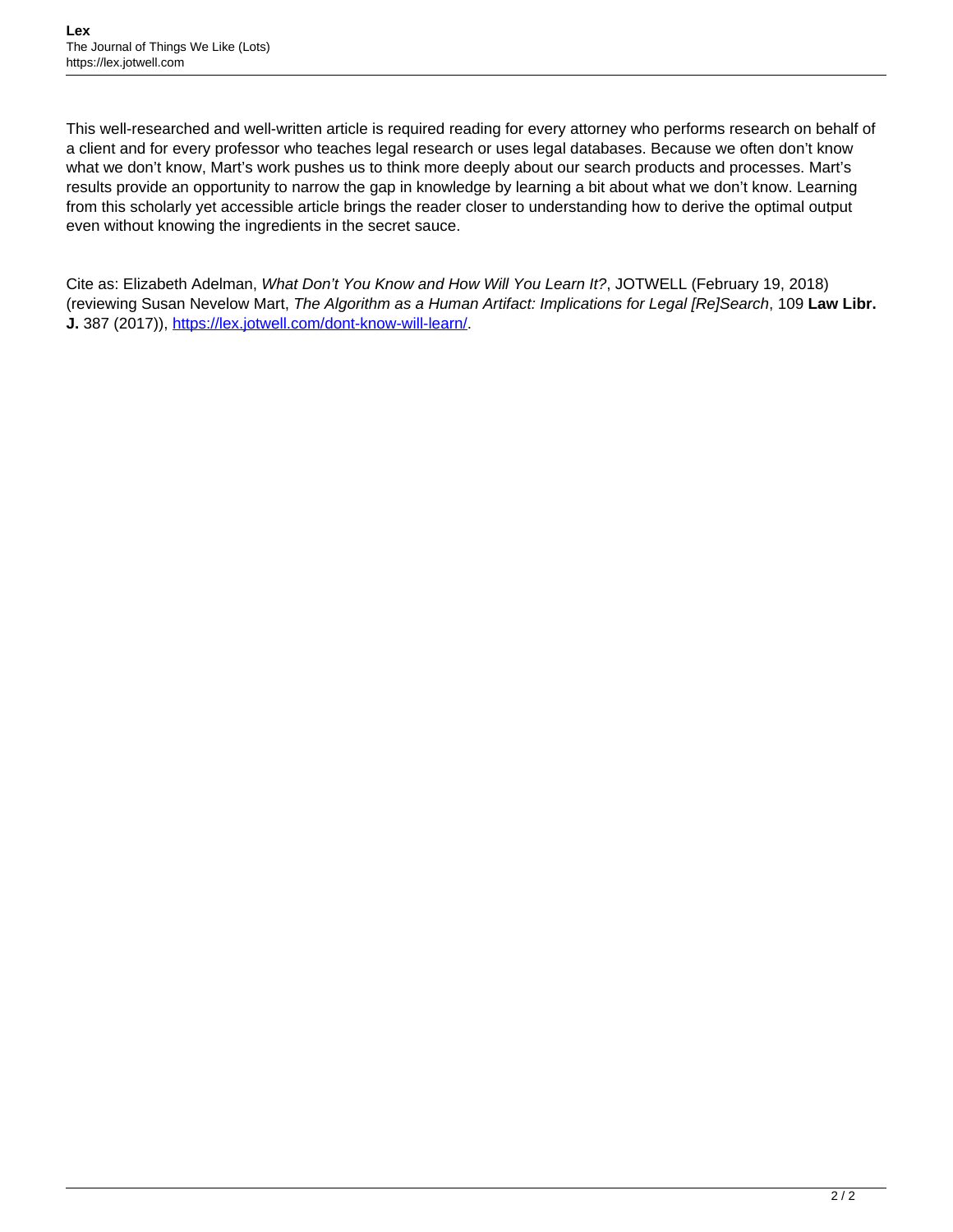This well-researched and well-written article is required reading for every attorney who performs research on behalf of a client and for every professor who teaches legal research or uses legal databases. Because we often don't know what we don't know, Mart's work pushes us to think more deeply about our search products and processes. Mart's results provide an opportunity to narrow the gap in knowledge by learning a bit about what we don't know. Learning from this scholarly yet accessible article brings the reader closer to understanding how to derive the optimal output even without knowing the ingredients in the secret sauce.

Cite as: Elizabeth Adelman, *What Don't You Know and How Will You Learn It?*, JOTWELL (February 19, 2018) (reviewing Susan Nevelow Mart, *The Algorithm as a Human Artifact: Implications for Legal [Re]Search*, 109 **Law Libr. J.** 387 (2017)), https://lex.jotwell.com/dont-know-will-learn/.